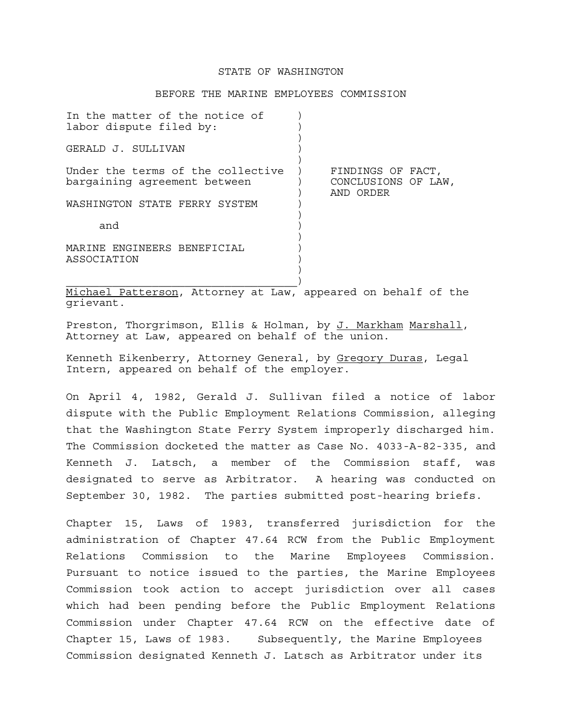STATE OF WASHINGTON

BEFORE THE MARINE EMPLOYEES COMMISSION

| | |
|---|---|
| In the matter of the notice of labor dispute filed by:<br><br>GERALD J. SULLIVAN<br><br>Under the terms of the collective bargaining agreement between<br><br>WASHINGTON STATE FERRY SYSTEM<br><br>and<br><br>MARINE ENGINEERS BENEFICIAL ASSOCIATION | FINDINGS OF FACT, CONCLUSIONS OF LAW, AND ORDER |

Michael Patterson, Attorney at Law, appeared on behalf of the grievant.

Preston, Thorgrimson, Ellis & Holman, by J. Markham Marshall, Attorney at Law, appeared on behalf of the union.

Kenneth Eikenberry, Attorney General, by Gregory Duras, Legal Intern, appeared on behalf of the employer.

On April 4, 1982, Gerald J. Sullivan filed a notice of labor dispute with the Public Employment Relations Commission, alleging that the Washington State Ferry System improperly discharged him. The Commission docketed the matter as Case No. 4033-A-82-335, and Kenneth J. Latsch, a member of the Commission staff, was designated to serve as Arbitrator. A hearing was conducted on September 30, 1982. The parties submitted post-hearing briefs.

Chapter 15, Laws of 1983, transferred jurisdiction for the administration of Chapter 47.64 RCW from the Public Employment Relations Commission to the Marine Employees Commission. Pursuant to notice issued to the parties, the Marine Employees Commission took action to accept jurisdiction over all cases which had been pending before the Public Employment Relations Commission under Chapter 47.64 RCW on the effective date of Chapter 15, Laws of 1983. Subsequently, the Marine Employees Commission designated Kenneth J. Latsch as Arbitrator under its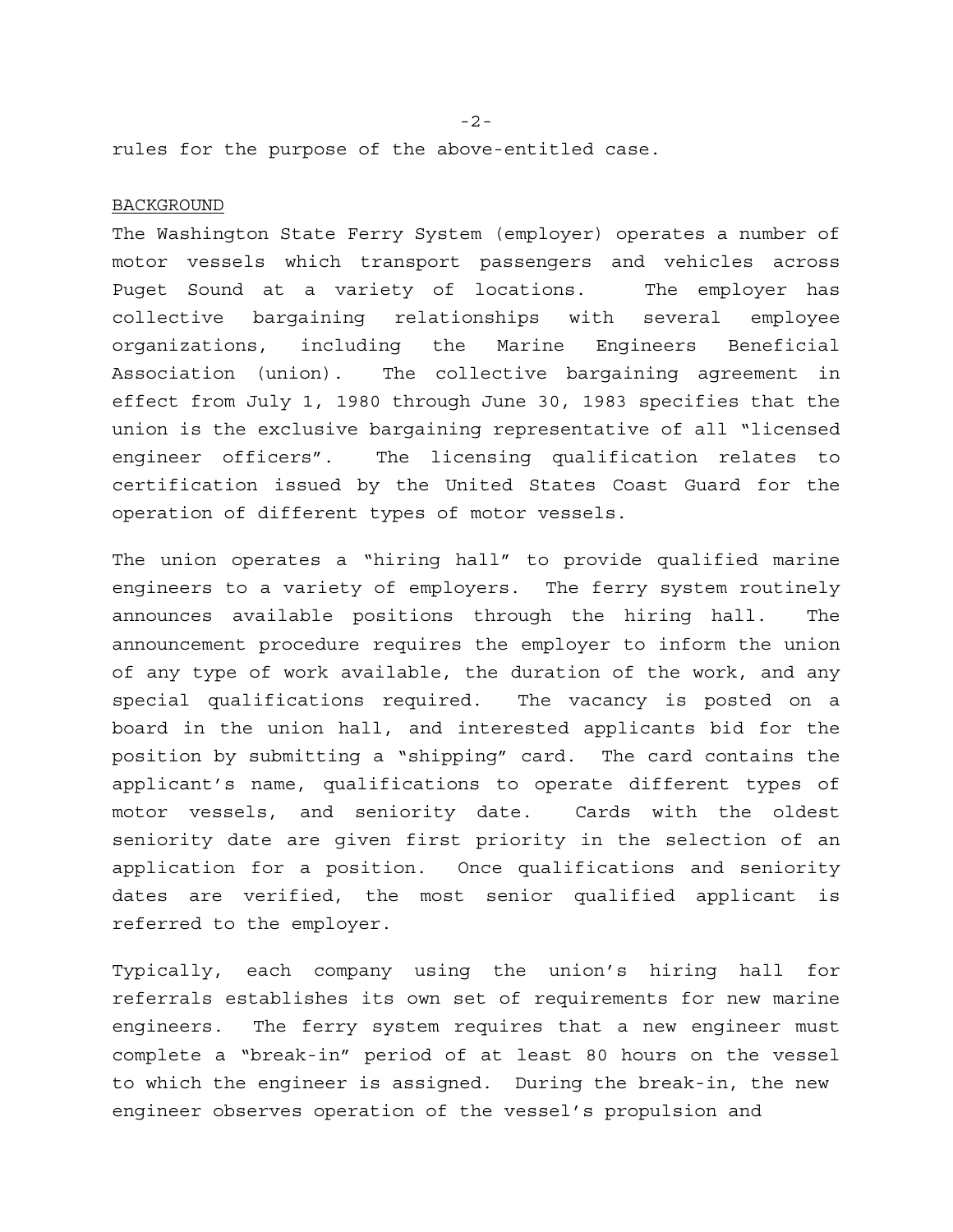rules for the purpose of the above-entitled case.

BACKGROUND

The Washington State Ferry System (employer) operates a number of motor vessels which transport passengers and vehicles across Puget Sound at a variety of locations. The employer has collective bargaining relationships with several employee organizations, including the Marine Engineers Beneficial Association (union). The collective bargaining agreement in effect from July 1, 1980 through June 30, 1983 specifies that the union is the exclusive bargaining representative of all "licensed engineer officers". The licensing qualification relates to certification issued by the United States Coast Guard for the operation of different types of motor vessels.

The union operates a "hiring hall" to provide qualified marine engineers to a variety of employers. The ferry system routinely announces available positions through the hiring hall. The announcement procedure requires the employer to inform the union of any type of work available, the duration of the work, and any special qualifications required. The vacancy is posted on a board in the union hall, and interested applicants bid for the position by submitting a "shipping" card. The card contains the applicant's name, qualifications to operate different types of motor vessels, and seniority date. Cards with the oldest seniority date are given first priority in the selection of an application for a position. Once qualifications and seniority dates are verified, the most senior qualified applicant is referred to the employer.

Typically, each company using the union's hiring hall for referrals establishes its own set of requirements for new marine engineers. The ferry system requires that a new engineer must complete a "break-in" period of at least 80 hours on the vessel to which the engineer is assigned. During the break-in, the new engineer observes operation of the vessel's propulsion and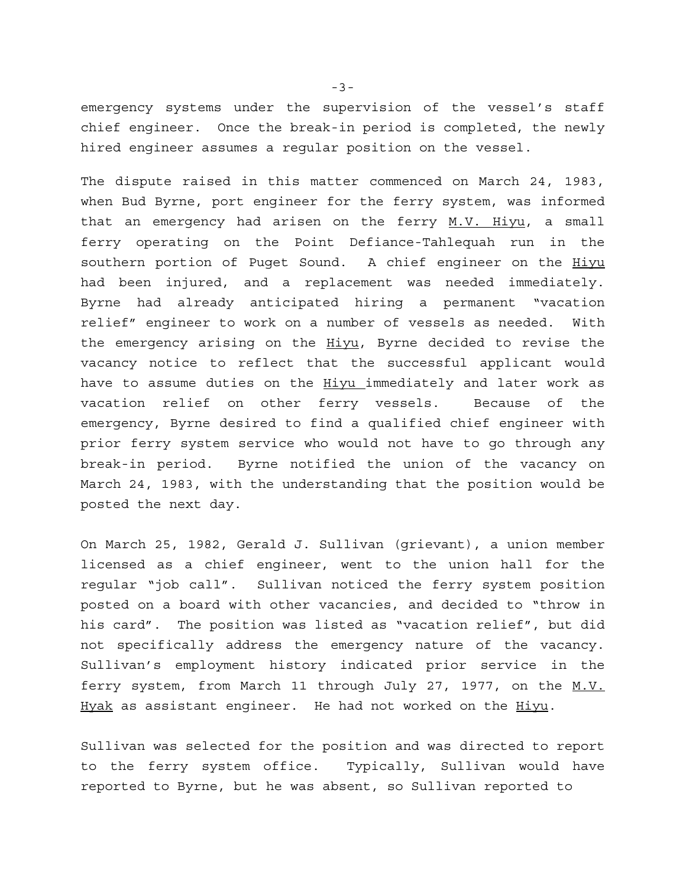emergency systems under the supervision of the vessel's staff chief engineer. Once the break-in period is completed, the newly hired engineer assumes a regular position on the vessel.

The dispute raised in this matter commenced on March 24, 1983, when Bud Byrne, port engineer for the ferry system, was informed that an emergency had arisen on the ferry M.V. Hiyu, a small ferry operating on the Point Defiance-Tahlequah run in the southern portion of Puget Sound. A chief engineer on the Hiyu had been injured, and a replacement was needed immediately. Byrne had already anticipated hiring a permanent "vacation relief" engineer to work on a number of vessels as needed. With the emergency arising on the Hiyu, Byrne decided to revise the vacancy notice to reflect that the successful applicant would have to assume duties on the Hiyu immediately and later work as vacation relief on other ferry vessels. Because of the emergency, Byrne desired to find a qualified chief engineer with prior ferry system service who would not have to go through any break-in period. Byrne notified the union of the vacancy on March 24, 1983, with the understanding that the position would be posted the next day.

On March 25, 1982, Gerald J. Sullivan (grievant), a union member licensed as a chief engineer, went to the union hall for the regular "job call". Sullivan noticed the ferry system position posted on a board with other vacancies, and decided to "throw in his card". The position was listed as "vacation relief", but did not specifically address the emergency nature of the vacancy. Sullivan's employment history indicated prior service in the ferry system, from March 11 through July 27, 1977, on the M.V. Hyak as assistant engineer. He had not worked on the Hiyu.

Sullivan was selected for the position and was directed to report to the ferry system office. Typically, Sullivan would have reported to Byrne, but he was absent, so Sullivan reported to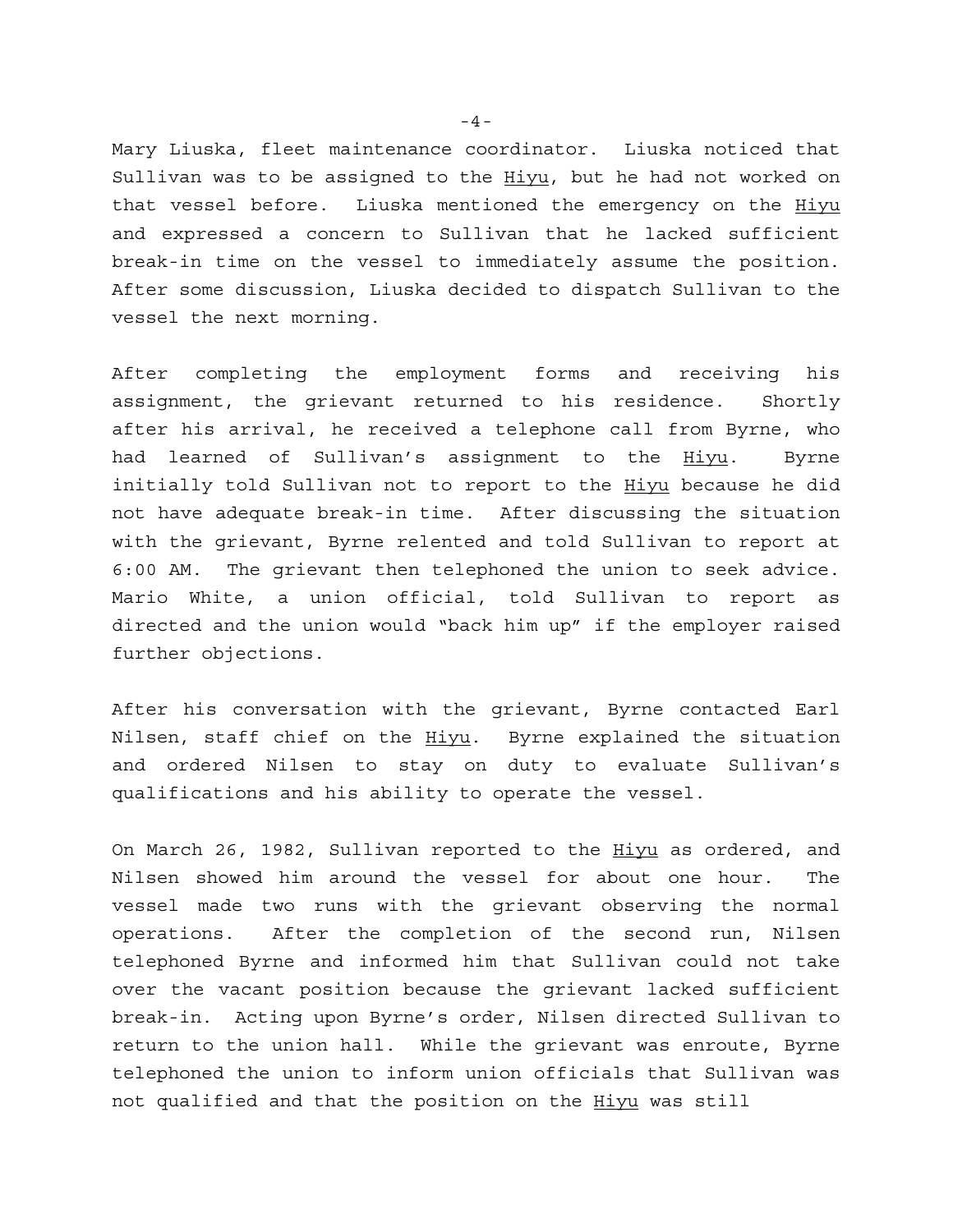Mary Liuska, fleet maintenance coordinator. Liuska noticed that Sullivan was to be assigned to the Hiyu, but he had not worked on that vessel before. Liuska mentioned the emergency on the Hiyu and expressed a concern to Sullivan that he lacked sufficient break-in time on the vessel to immediately assume the position. After some discussion, Liuska decided to dispatch Sullivan to the vessel the next morning.

After completing the employment forms and receiving his assignment, the grievant returned to his residence. Shortly after his arrival, he received a telephone call from Byrne, who had learned of Sullivan's assignment to the Hiyu. Byrne initially told Sullivan not to report to the Hiyu because he did not have adequate break-in time. After discussing the situation with the grievant, Byrne relented and told Sullivan to report at 6:00 AM. The grievant then telephoned the union to seek advice. Mario White, a union official, told Sullivan to report as directed and the union would "back him up" if the employer raised further objections.

After his conversation with the grievant, Byrne contacted Earl Nilsen, staff chief on the Hiyu. Byrne explained the situation and ordered Nilsen to stay on duty to evaluate Sullivan's qualifications and his ability to operate the vessel.

On March 26, 1982, Sullivan reported to the Hiyu as ordered, and Nilsen showed him around the vessel for about one hour. The vessel made two runs with the grievant observing the normal operations. After the completion of the second run, Nilsen telephoned Byrne and informed him that Sullivan could not take over the vacant position because the grievant lacked sufficient break-in. Acting upon Byrne's order, Nilsen directed Sullivan to return to the union hall. While the grievant was enroute, Byrne telephoned the union to inform union officials that Sullivan was not qualified and that the position on the Hiyu was still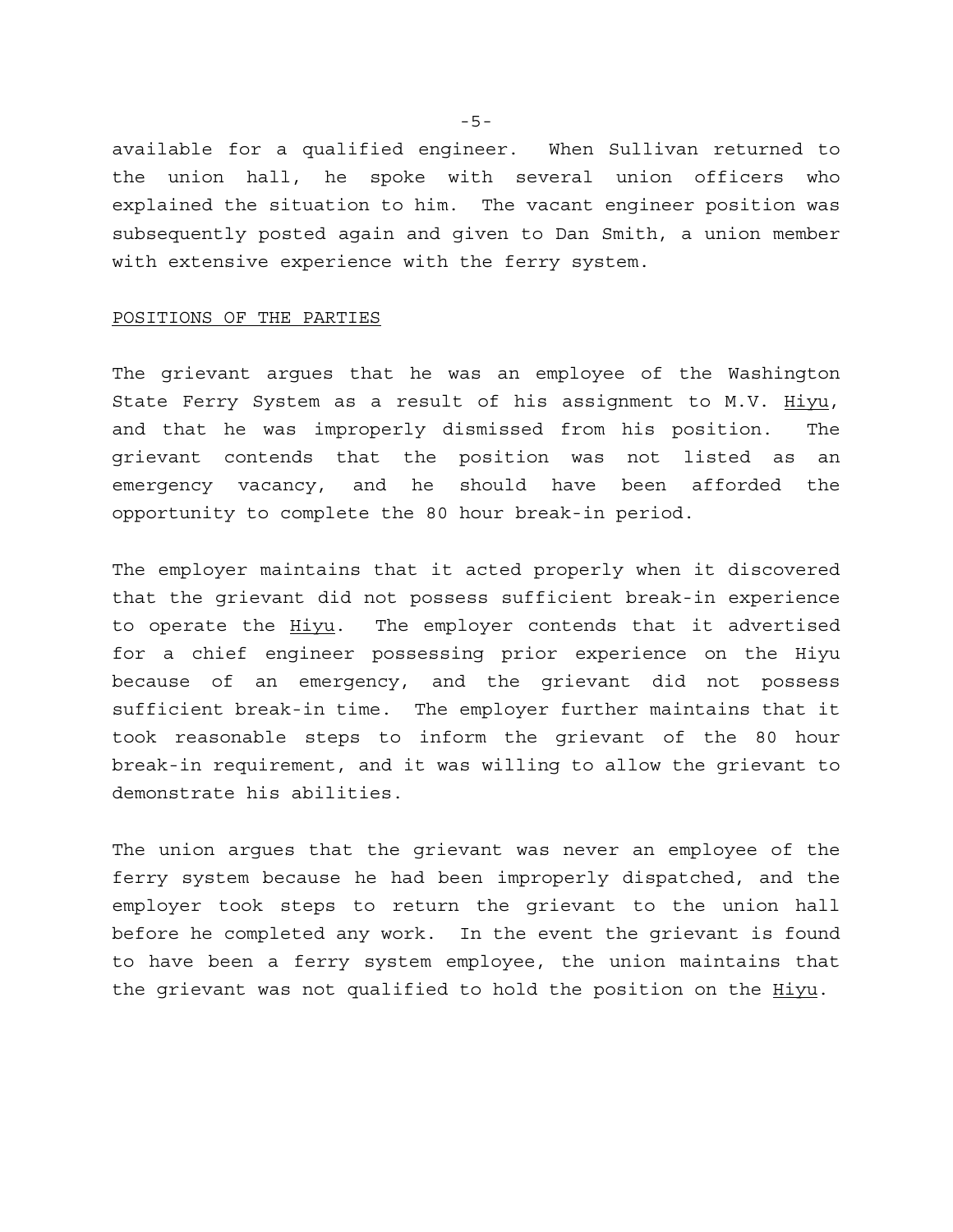available for a qualified engineer. When Sullivan returned to the union hall, he spoke with several union officers who explained the situation to him. The vacant engineer position was subsequently posted again and given to Dan Smith, a union member with extensive experience with the ferry system.

## POSITIONS OF THE PARTIES

The grievant argues that he was an employee of the Washington State Ferry System as a result of his assignment to M.V. Hiyu, and that he was improperly dismissed from his position. The grievant contends that the position was not listed as an emergency vacancy, and he should have been afforded the opportunity to complete the 80 hour break-in period.

The employer maintains that it acted properly when it discovered that the grievant did not possess sufficient break-in experience to operate the Hiyu. The employer contends that it advertised for a chief engineer possessing prior experience on the Hiyu because of an emergency, and the grievant did not possess sufficient break-in time. The employer further maintains that it took reasonable steps to inform the grievant of the 80 hour break-in requirement, and it was willing to allow the grievant to demonstrate his abilities.

The union argues that the grievant was never an employee of the ferry system because he had been improperly dispatched, and the employer took steps to return the grievant to the union hall before he completed any work. In the event the grievant is found to have been a ferry system employee, the union maintains that the grievant was not qualified to hold the position on the Hiyu.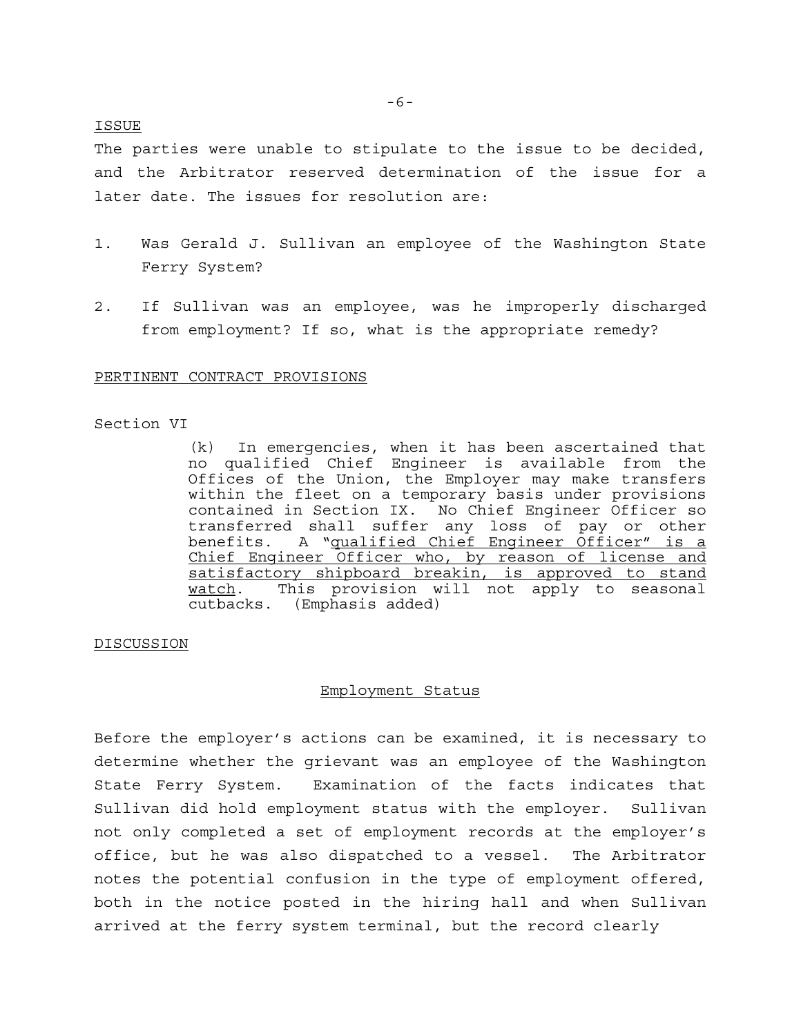## ISSUE

The parties were unable to stipulate to the issue to be decided, and the Arbitrator reserved determination of the issue for a later date. The issues for resolution are:

1. Was Gerald J. Sullivan an employee of the Washington State Ferry System?
2. If Sullivan was an employee, was he improperly discharged from employment? If so, what is the appropriate remedy?

## PERTINENT CONTRACT PROVISIONS

Section VI

> (k) In emergencies, when it has been ascertained that no qualified Chief Engineer is available from the Offices of the Union, the Employer may make transfers within the fleet on a temporary basis under provisions contained in Section IX. No Chief Engineer Officer so transferred shall suffer any loss of pay or other benefits. A "<u>qualified Chief Engineer Officer" is a Chief Engineer Officer who, by reason of license and satisfactory shipboard breakin, is approved to stand watch</u>. This provision will not apply to seasonal cutbacks. (Emphasis added)

## DISCUSSION

### Employment Status

Before the employer's actions can be examined, it is necessary to determine whether the grievant was an employee of the Washington State Ferry System. Examination of the facts indicates that Sullivan did hold employment status with the employer. Sullivan not only completed a set of employment records at the employer's office, but he was also dispatched to a vessel. The Arbitrator notes the potential confusion in the type of employment offered, both in the notice posted in the hiring hall and when Sullivan arrived at the ferry system terminal, but the record clearly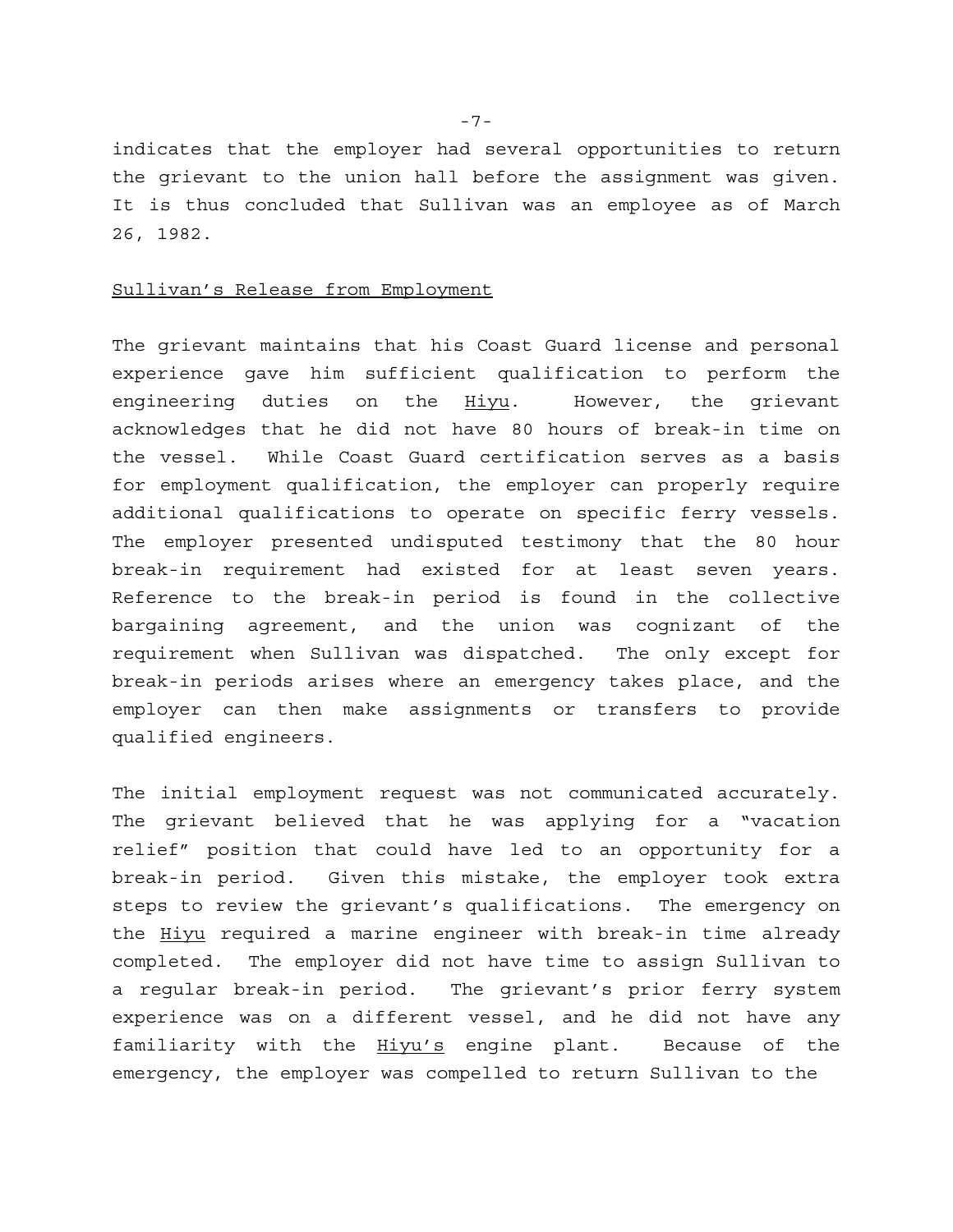indicates that the employer had several opportunities to return the grievant to the union hall before the assignment was given. It is thus concluded that Sullivan was an employee as of March 26, 1982.

Sullivan's Release from Employment

The grievant maintains that his Coast Guard license and personal experience gave him sufficient qualification to perform the engineering duties on the *Hiyu*. However, the grievant acknowledges that he did not have 80 hours of break-in time on the vessel. While Coast Guard certification serves as a basis for employment qualification, the employer can properly require additional qualifications to operate on specific ferry vessels. The employer presented undisputed testimony that the 80 hour break-in requirement had existed for at least seven years. Reference to the break-in period is found in the collective bargaining agreement, and the union was cognizant of the requirement when Sullivan was dispatched. The only except for break-in periods arises where an emergency takes place, and the employer can then make assignments or transfers to provide qualified engineers.

The initial employment request was not communicated accurately. The grievant believed that he was applying for a "vacation relief" position that could have led to an opportunity for a break-in period. Given this mistake, the employer took extra steps to review the grievant's qualifications. The emergency on the *Hiyu* required a marine engineer with break-in time already completed. The employer did not have time to assign Sullivan to a regular break-in period. The grievant's prior ferry system experience was on a different vessel, and he did not have any familiarity with the *Hiyu's* engine plant. Because of the emergency, the employer was compelled to return Sullivan to the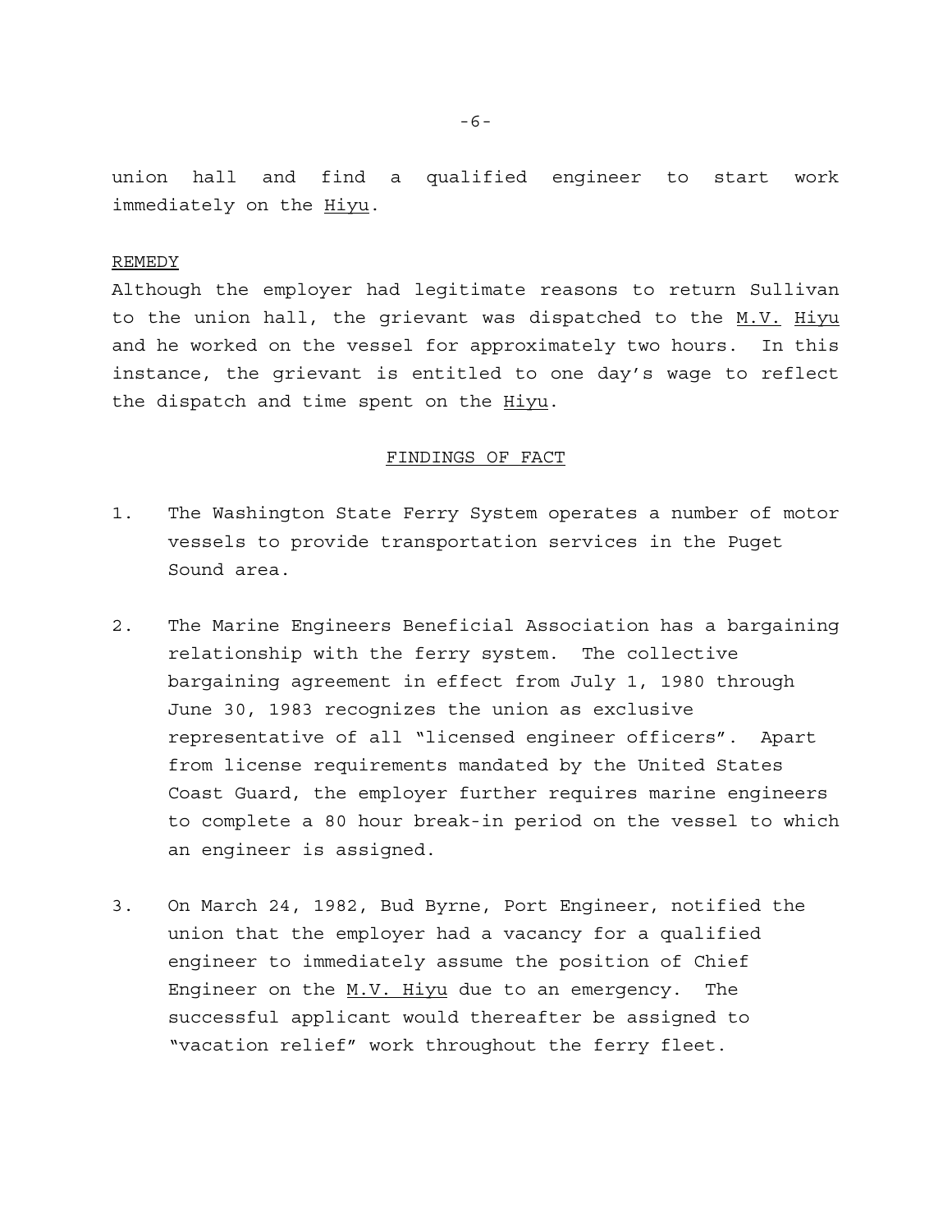union hall and find a qualified engineer to start work immediately on the Hiyu.

REMEDY

Although the employer had legitimate reasons to return Sullivan to the union hall, the grievant was dispatched to the M.V. Hiyu and he worked on the vessel for approximately two hours. In this instance, the grievant is entitled to one day's wage to reflect the dispatch and time spent on the Hiyu.

## FINDINGS OF FACT

1. The Washington State Ferry System operates a number of motor vessels to provide transportation services in the Puget Sound area.

2. The Marine Engineers Beneficial Association has a bargaining relationship with the ferry system. The collective bargaining agreement in effect from July 1, 1980 through June 30, 1983 recognizes the union as exclusive representative of all "licensed engineer officers". Apart from license requirements mandated by the United States Coast Guard, the employer further requires marine engineers to complete a 80 hour break-in period on the vessel to which an engineer is assigned.

3. On March 24, 1982, Bud Byrne, Port Engineer, notified the union that the employer had a vacancy for a qualified engineer to immediately assume the position of Chief Engineer on the M.V. Hiyu due to an emergency. The successful applicant would thereafter be assigned to "vacation relief" work throughout the ferry fleet.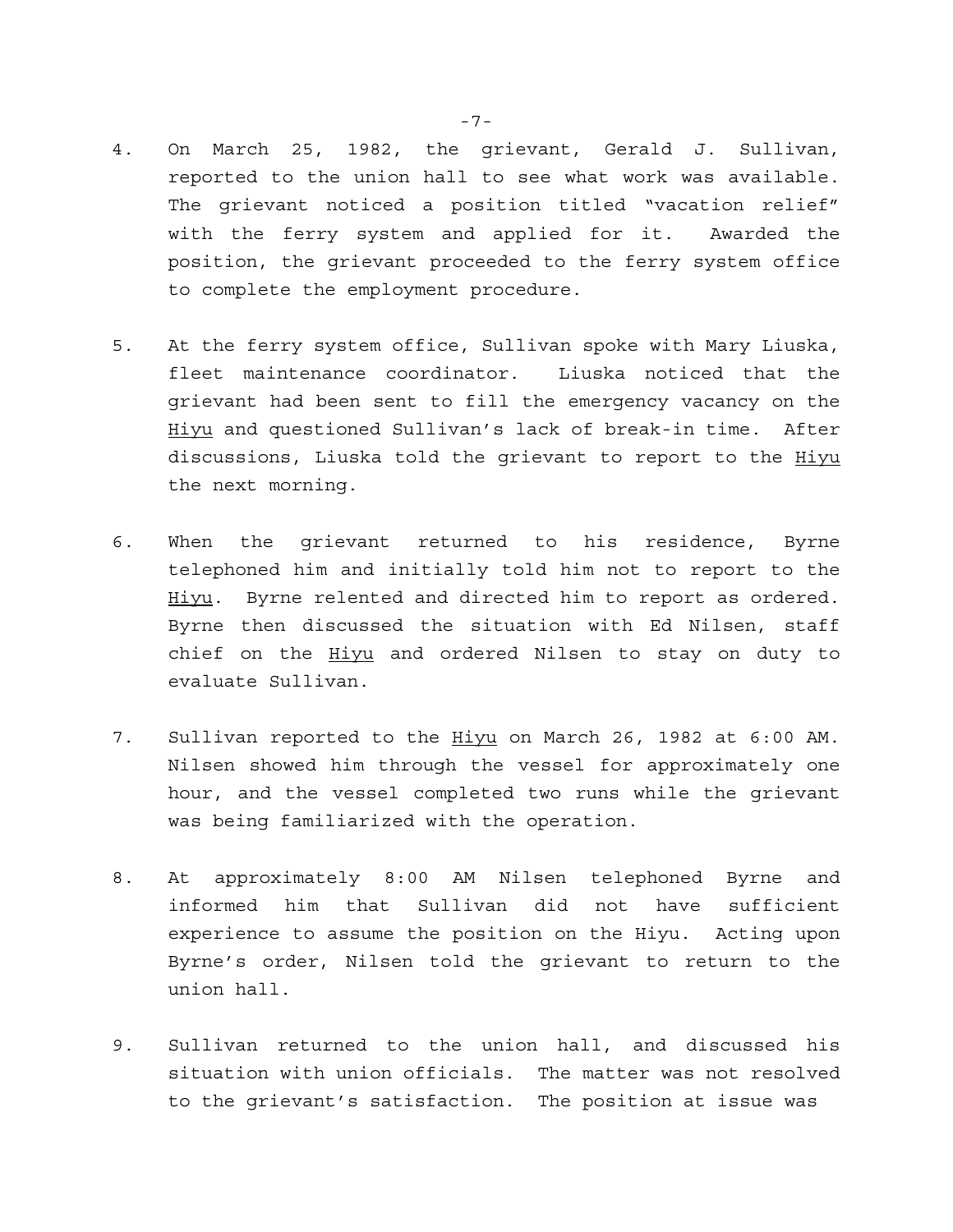4. On March 25, 1982, the grievant, Gerald J. Sullivan, reported to the union hall to see what work was available. The grievant noticed a position titled "vacation relief" with the ferry system and applied for it. Awarded the position, the grievant proceeded to the ferry system office to complete the employment procedure.

5. At the ferry system office, Sullivan spoke with Mary Liuska, fleet maintenance coordinator. Liuska noticed that the grievant had been sent to fill the emergency vacancy on the Hiyu and questioned Sullivan's lack of break-in time. After discussions, Liuska told the grievant to report to the Hiyu the next morning.

6. When the grievant returned to his residence, Byrne telephoned him and initially told him not to report to the Hiyu. Byrne relented and directed him to report as ordered. Byrne then discussed the situation with Ed Nilsen, staff chief on the Hiyu and ordered Nilsen to stay on duty to evaluate Sullivan.

7. Sullivan reported to the Hiyu on March 26, 1982 at 6:00 AM. Nilsen showed him through the vessel for approximately one hour, and the vessel completed two runs while the grievant was being familiarized with the operation.

8. At approximately 8:00 AM Nilsen telephoned Byrne and informed him that Sullivan did not have sufficient experience to assume the position on the Hiyu. Acting upon Byrne's order, Nilsen told the grievant to return to the union hall.

9. Sullivan returned to the union hall, and discussed his situation with union officials. The matter was not resolved to the grievant's satisfaction. The position at issue was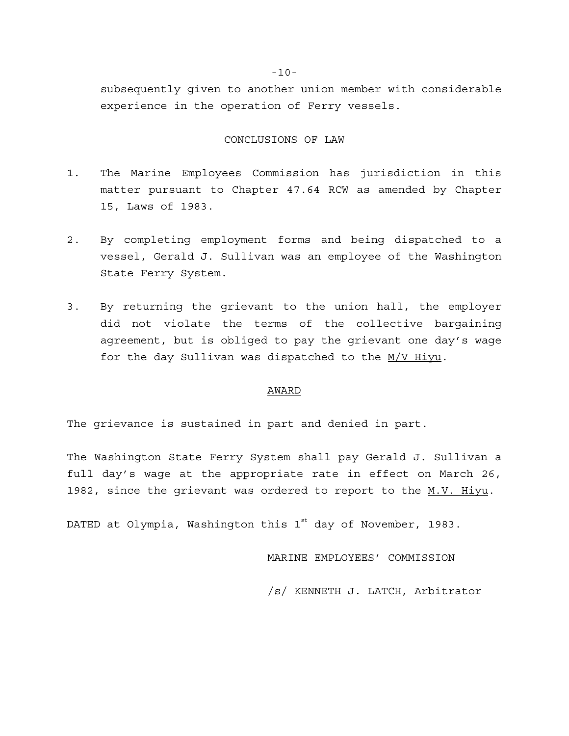subsequently given to another union member with considerable experience in the operation of Ferry vessels.

## CONCLUSIONS OF LAW

1. The Marine Employees Commission has jurisdiction in this matter pursuant to Chapter 47.64 RCW as amended by Chapter 15, Laws of 1983.

2. By completing employment forms and being dispatched to a vessel, Gerald J. Sullivan was an employee of the Washington State Ferry System.

3. By returning the grievant to the union hall, the employer did not violate the terms of the collective bargaining agreement, but is obliged to pay the grievant one day's wage for the day Sullivan was dispatched to the M/V Hiyu.

## AWARD

The grievance is sustained in part and denied in part.

The Washington State Ferry System shall pay Gerald J. Sullivan a full day's wage at the appropriate rate in effect on March 26, 1982, since the grievant was ordered to report to the M.V. Hiyu.

DATED at Olympia, Washington this 1st day of November, 1983.

MARINE EMPLOYEES' COMMISSION

/s/ KENNETH J. LATCH, Arbitrator